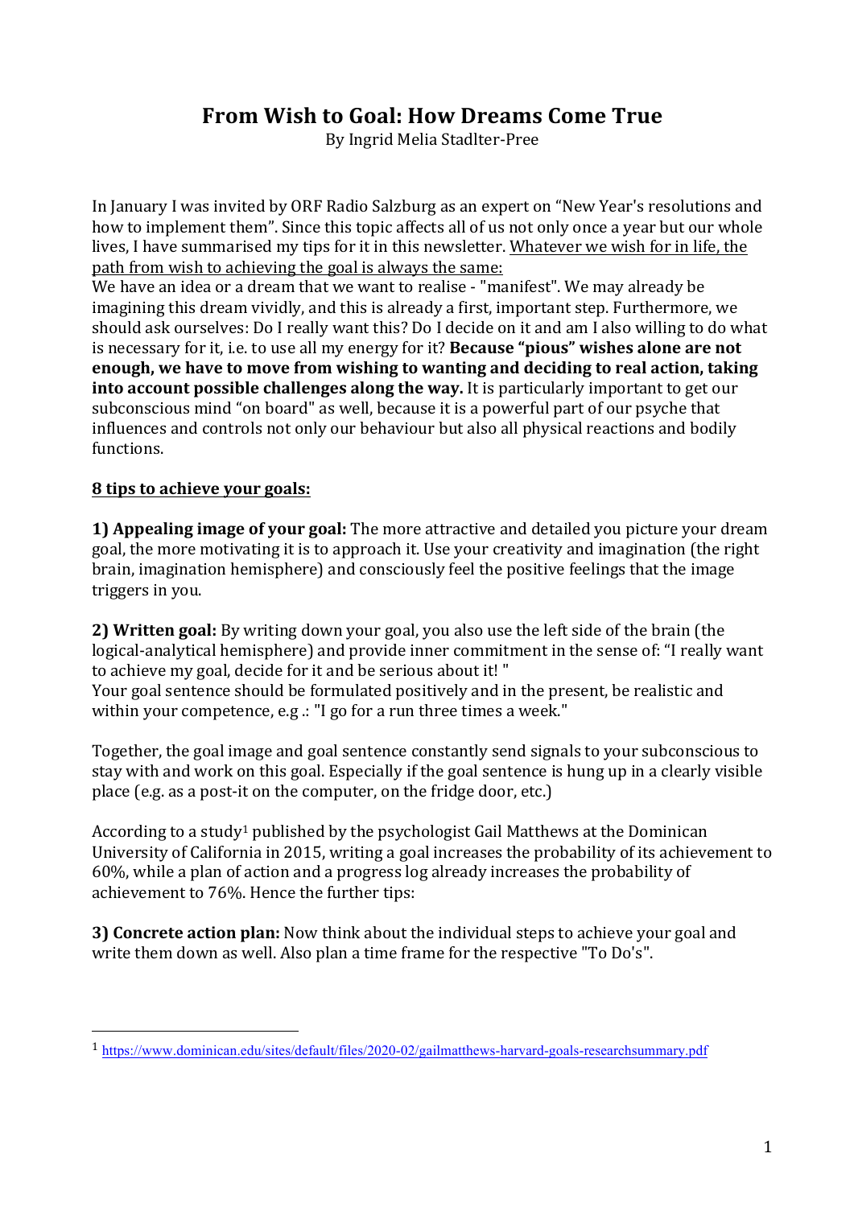# From Wish to Goal: How Dreams Come True

By Ingrid Melia Stadlter-Pree

In January I was invited by ORF Radio Salzburg as an expert on "New Year's resolutions and how to implement them". Since this topic affects all of us not only once a year but our whole lives, I have summarised my tips for it in this newsletter. <u>Whatever we wish for in life, the path from wish to achieving the goal is always the same:</u>

We have an idea or a dream that we want to realise - "manifest". We may already be imagining this dream vividly, and this is already a first, important step. Furthermore, we should ask ourselves: Do I really want this? Do I decide on it and am I also willing to do what is necessary for it, i.e. to use all my energy for it? **Because "pious" wishes alone are not enough, we have to move from wishing to wanting and deciding to real action, taking into account possible challenges along the way.** It is particularly important to get our subconscious mind "on board" as well, because it is a powerful part of our psyche that influences and controls not only our behaviour but also all physical reactions and bodily functions.

## 8 tips to achieve your goals:

**1) Appealing image of your goal:** The more attractive and detailed you picture your dream goal, the more motivating it is to approach it. Use your creativity and imagination (the right brain, imagination hemisphere) and consciously feel the positive feelings that the image triggers in you.

**2) Written goal:** By writing down your goal, you also use the left side of the brain (the logical-analytical hemisphere) and provide inner commitment in the sense of: "I really want to achieve my goal, decide for it and be serious about it! "

Your goal sentence should be formulated positively and in the present, be realistic and within your competence, e.g .: "I go for a run three times a week."

Together, the goal image and goal sentence constantly send signals to your subconscious to stay with and work on this goal. Especially if the goal sentence is hung up in a clearly visible place (e.g. as a post-it on the computer, on the fridge door, etc.)

According to a study[1] published by the psychologist Gail Matthews at the Dominican University of California in 2015, writing a goal increases the probability of its achievement to 60%, while a plan of action and a progress log already increases the probability of achievement to 76%. Hence the further tips:

**3) Concrete action plan:** Now think about the individual steps to achieve your goal and write them down as well. Also plan a time frame for the respective "To Do's".

---

[1] https://www.dominican.edu/sites/default/files/2020-02/gailmatthews-harvard-goals-researchsummary.pdf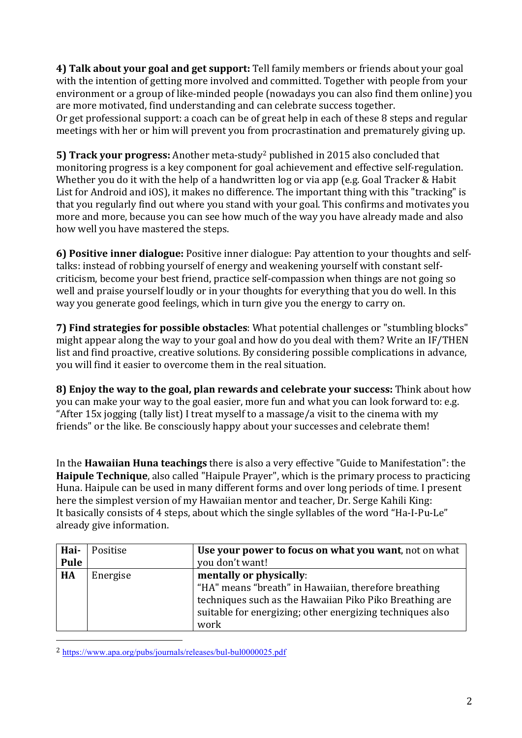**4) Talk about your goal and get support:** Tell family members or friends about your goal with the intention of getting more involved and committed. Together with people from your environment or a group of like-minded people (nowadays you can also find them online) you are more motivated, find understanding and can celebrate success together.
Or get professional support: a coach can be of great help in each of these 8 steps and regular meetings with her or him will prevent you from procrastination and prematurely giving up.

**5) Track your progress:** Another meta-study[2] published in 2015 also concluded that monitoring progress is a key component for goal achievement and effective self-regulation. Whether you do it with the help of a handwritten log or via app (e.g. Goal Tracker & Habit List for Android and iOS), it makes no difference. The important thing with this "tracking" is that you regularly find out where you stand with your goal. This confirms and motivates you more and more, because you can see how much of the way you have already made and also how well you have mastered the steps.

**6) Positive inner dialogue:** Positive inner dialogue: Pay attention to your thoughts and self-talks: instead of robbing yourself of energy and weakening yourself with constant self-criticism, become your best friend, practice self-compassion when things are not going so well and praise yourself loudly or in your thoughts for everything that you do well. In this way you generate good feelings, which in turn give you the energy to carry on.

**7) Find strategies for possible obstacles**: What potential challenges or "stumbling blocks" might appear along the way to your goal and how do you deal with them? Write an IF/THEN list and find proactive, creative solutions. By considering possible complications in advance, you will find it easier to overcome them in the real situation.

**8) Enjoy the way to the goal, plan rewards and celebrate your success:** Think about how you can make your way to the goal easier, more fun and what you can look forward to: e.g. "After 15x jogging (tally list) I treat myself to a massage/a visit to the cinema with my friends" or the like. Be consciously happy about your successes and celebrate them!

In the **Hawaiian Huna teachings** there is also a very effective "Guide to Manifestation": the **Haipule Technique**, also called "Haipule Prayer", which is the primary process to practicing Huna. Haipule can be used in many different forms and over long periods of time. I present here the simplest version of my Hawaiian mentor and teacher, Dr. Serge Kahili King: It basically consists of 4 steps, about which the single syllables of the word "Ha-I-Pu-Le" already give information.

| **Hai-Pule** | Positise | **Use your power to focus on what you want**, not on what you don't want! |
|---|---|---|
| **HA** | Energise | **mentally or physically**: "HA" means "breath" in Hawaiian, therefore breathing techniques such as the Hawaiian Piko Piko Breathing are suitable for energizing; other energizing techniques also work |

[2] https://www.apa.org/pubs/journals/releases/bul-bul0000025.pdf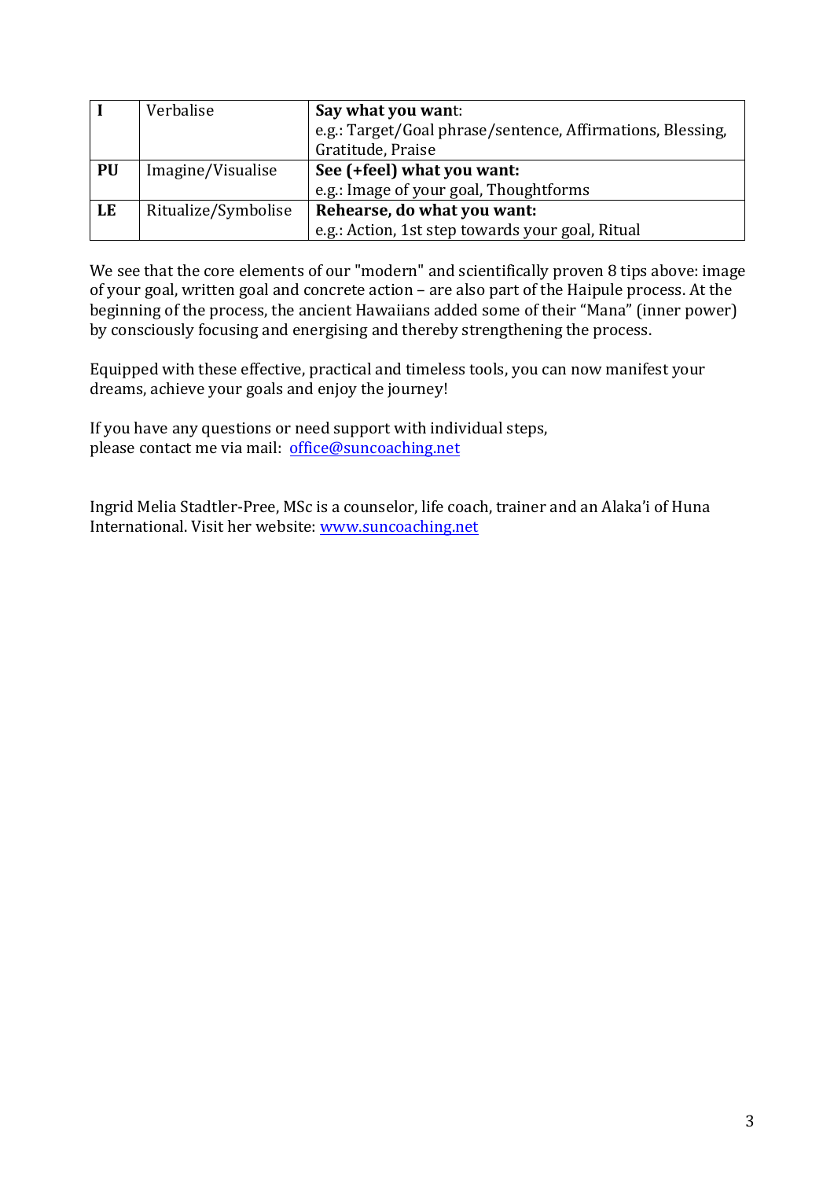| | | |
|---|---|---|
| **I** | Verbalise | **Say what you wan**t:<br>e.g.: Target/Goal phrase/sentence, Affirmations, Blessing, Gratitude, Praise |
| **PU** | Imagine/Visualise | **See (+feel) what you want:**<br>e.g.: Image of your goal, Thoughtforms |
| **LE** | Ritualize/Symbolise | **Rehearse, do what you want:**<br>e.g.: Action, 1st step towards your goal, Ritual |

We see that the core elements of our "modern" and scientifically proven 8 tips above: image of your goal, written goal and concrete action – are also part of the Haipule process. At the beginning of the process, the ancient Hawaiians added some of their “Mana” (inner power) by consciously focusing and energising and thereby strengthening the process.

Equipped with these effective, practical and timeless tools, you can now manifest your dreams, achieve your goals and enjoy the journey!

If you have any questions or need support with individual steps,
please contact me via mail: [office@suncoaching.net](mailto:office@suncoaching.net)

Ingrid Melia Stadtler-Pree, MSc is a counselor, life coach, trainer and an Alaka’i of Huna International. Visit her website: [www.suncoaching.net](http://www.suncoaching.net)